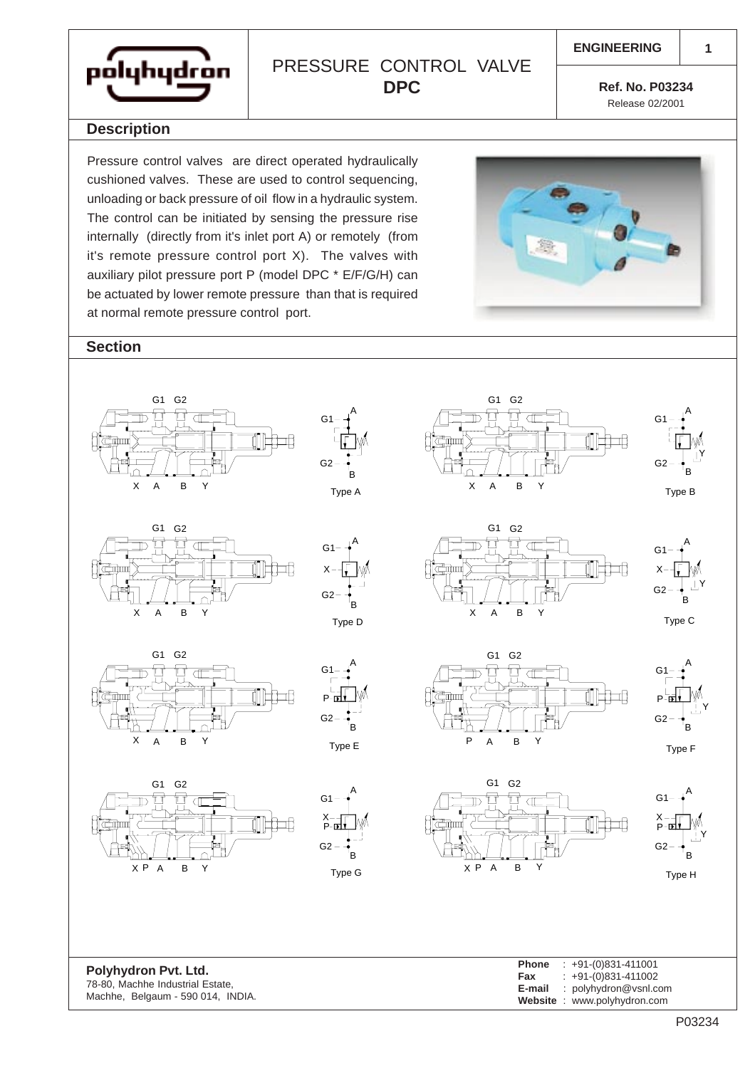# PRESSURE CONTROL VALVE
## DPC

**ENGINEERING**

**Ref. No. P03234**
Release 02/2001

## Description

Pressure control valves are direct operated hydraulically cushioned valves. These are used to control sequencing, unloading or back pressure of oil flow in a hydraulic system. The control can be initiated by sensing the pressure rise internally (directly from it's inlet port A) or remotely (from it's remote pressure control port X). The valves with auxiliary pilot pressure port P (model DPC * E/F/G/H) can be actuated by lower remote pressure than that is required at normal remote pressure control port.

## Section

Type A

Type B

Type D

Type C

Type E

Type F

Type G

Type H

**Polyhydron Pvt. Ltd.**
78-80, Machhe Industrial Estate,
Machhe, Belgaum - 590 014, INDIA.

**Phone** : +91-(0)831-411001
**Fax** : +91-(0)831-411002
**E-mail** : polyhydron@vsnl.com
**Website** : www.polyhydron.com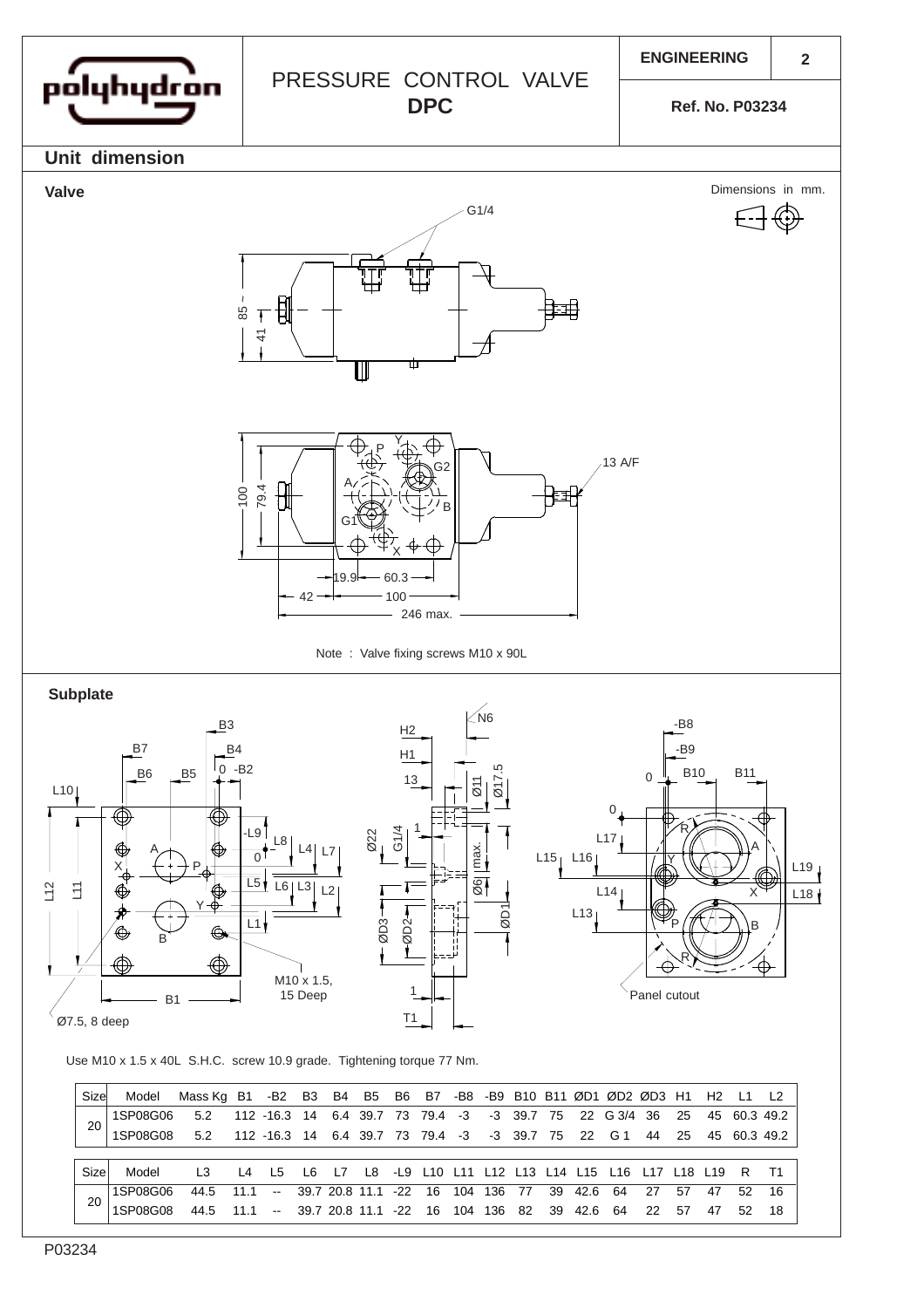# PRESSURE CONTROL VALVE
## DPC

ENGINEERING

Ref. No. P03234

## Unit dimension

### Valve

Dimensions in mm.

Note : Valve fixing screws M10 x 90L

### Subplate

Use M10 x 1.5 x 40L S.H.C. screw 10.9 grade. Tightening torque 77 Nm.

| Size | Model | Mass Kg | B1 | -B2 | B3 | B4 | B5 | B6 | B7 | -B8 | -B9 | B10 | B11 | ØD1 | ØD2 | ØD3 | H1 | H2 | L1 | L2 |
|---|---|---|---|---|---|---|---|---|---|---|---|---|---|---|---|---|---|---|---|---|
| 20 | 1SP08G06 | 5.2 | 112 | -16.3 | 14 | 6.4 | 39.7 | 73 | 79.4 | -3 | -3 | 39.7 | 75 | 22 | G 3/4 | 36 | 25 | 45 | 60.3 | 49.2 |
| | 1SP08G08 | 5.2 | 112 | -16.3 | 14 | 6.4 | 39.7 | 73 | 79.4 | -3 | -3 | 39.7 | 75 | 22 | G 1 | 44 | 25 | 45 | 60.3 | 49.2 |

| Size | Model | L3 | L4 | L5 | L6 | L7 | L8 | -L9 | L10 | L11 | L12 | L13 | L14 | L15 | L16 | L17 | L18 | L19 | R | T1 |
|---|---|---|---|---|---|---|---|---|---|---|---|---|---|---|---|---|---|---|---|---|
| 20 | 1SP08G06 | 44.5 | 11.1 | -- | 39.7 | 20.8 | 11.1 | -22 | 16 | 104 | 136 | 77 | 39 | 42.6 | 64 | 27 | 57 | 47 | 52 | 16 |
| | 1SP08G08 | 44.5 | 11.1 | -- | 39.7 | 20.8 | 11.1 | -22 | 16 | 104 | 136 | 82 | 39 | 42.6 | 64 | 22 | 57 | 47 | 52 | 18 |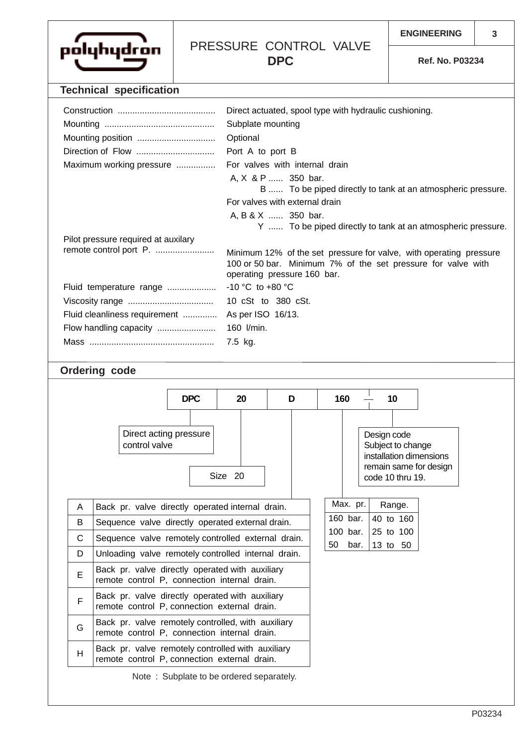# PRESSURE CONTROL VALVE **DPC**

**ENGINEERING**

**Ref. No. P03234**

## Technical specification

| | |
|---|---|
| Construction | Direct actuated, spool type with hydraulic cushioning. |
| Mounting | Subplate mounting |
| Mounting position | Optional |
| Direction of Flow | Port A to port B |
| Maximum working pressure | For valves with internal drain<br>A, X & P ...... 350 bar.<br>B ...... To be piped directly to tank at an atmospheric pressure.<br>For valves with external drain<br>A, B & X ...... 350 bar.<br>Y ...... To be piped directly to tank at an atmospheric pressure. |
| Pilot pressure required at auxiliary remote control port P. | Minimum 12% of the set pressure for valve, with operating pressure 100 or 50 bar. Minimum 7% of the set pressure for valve with operating pressure 160 bar. |
| Fluid temperature range | -10 °C to +80 °C |
| Viscosity range | 10 cSt to 380 cSt. |
| Fluid cleanliness requirement | As per ISO 16/13. |
| Flow handling capacity | 160 l/min. |
| Mass | 7.5 kg. |

## Ordering code

| DPC | 20 | D | 160 | — | 10 |
|---|---|---|---|---|---|

- **DPC**: Direct acting pressure control valve
- **20**: Size 20
- **10**: Design code — Subject to change installation dimensions remain same for design code 10 thru 19.

| | |
|---|---|
| A | Back pr. valve directly operated internal drain. |
| B | Sequence valve directly operated external drain. |
| C | Sequence valve remotely controlled external drain. |
| D | Unloading valve remotely controlled internal drain. |
| E | Back pr. valve directly operated with auxiliary remote control P, connection internal drain. |
| F | Back pr. valve directly operated with auxiliary remote control P, connection external drain. |
| G | Back pr. valve remotely controlled, with auxiliary remote control P, connection internal drain. |
| H | Back pr. valve remotely controlled with auxiliary remote control P, connection external drain. |

| Max. pr. | Range. |
|---|---|
| 160 bar. | 40 to 160 |
| 100 bar. | 25 to 100 |
| 50 bar. | 13 to 50 |

Note : Subplate to be ordered separately.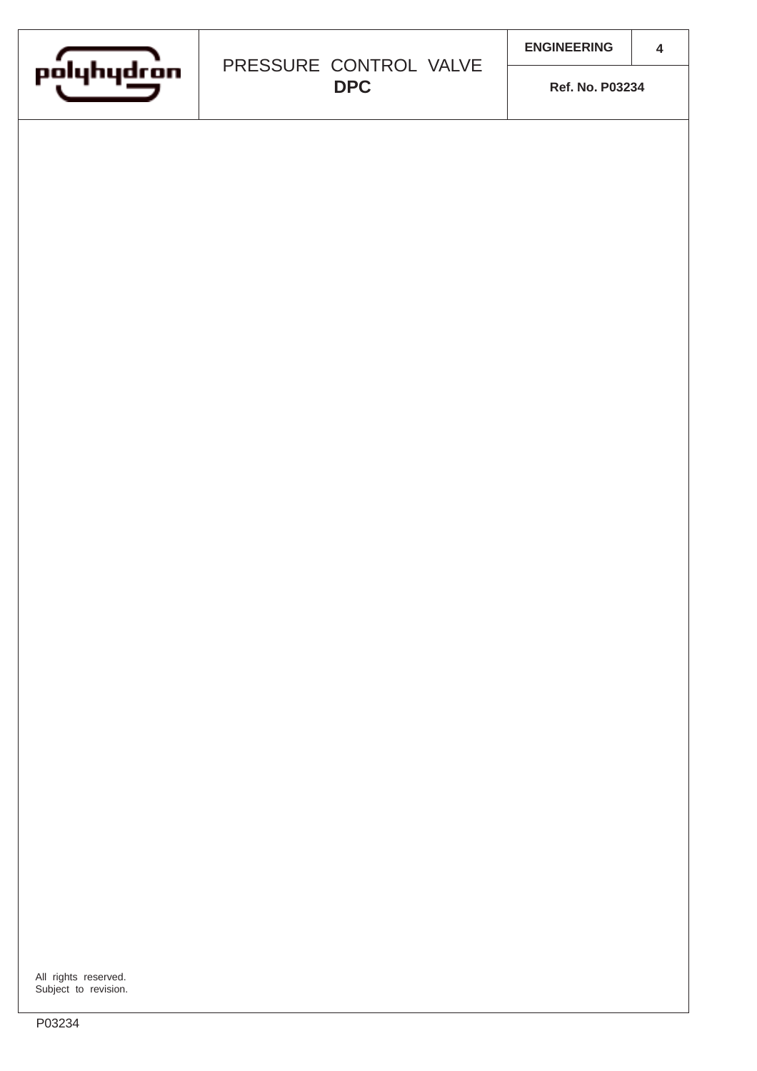All rights reserved.
Subject to revision.